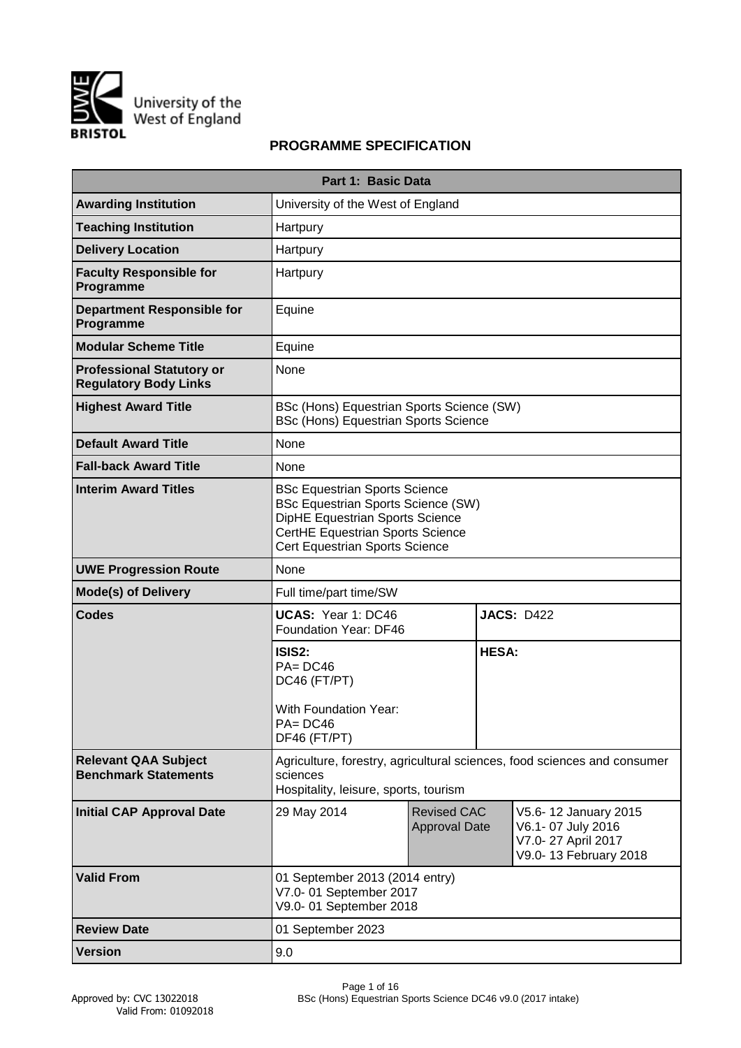University of the West of England
BRISTOL

## PROGRAMME SPECIFICATION

| Part 1: Basic Data | | | |
|---|---|---|---|
| **Awarding Institution** | University of the West of England | | |
| **Teaching Institution** | Hartpury | | |
| **Delivery Location** | Hartpury | | |
| **Faculty Responsible for Programme** | Hartpury | | |
| **Department Responsible for Programme** | Equine | | |
| **Modular Scheme Title** | Equine | | |
| **Professional Statutory or Regulatory Body Links** | None | | |
| **Highest Award Title** | BSc (Hons) Equestrian Sports Science (SW)<br>BSc (Hons) Equestrian Sports Science | | |
| **Default Award Title** | None | | |
| **Fall-back Award Title** | None | | |
| **Interim Award Titles** | BSc Equestrian Sports Science<br>BSc Equestrian Sports Science (SW)<br>DipHE Equestrian Sports Science<br>CertHE Equestrian Sports Science<br>Cert Equestrian Sports Science | | |
| **UWE Progression Route** | None | | |
| **Mode(s) of Delivery** | Full time/part time/SW | | |
| **Codes** | **UCAS:** Year 1: DC46<br>Foundation Year: DF46 | **JACS:** D422 | |
| | **ISIS2:**<br>PA= DC46<br>DC46 (FT/PT)<br><br>With Foundation Year:<br>PA= DC46<br>DF46 (FT/PT) | **HESA:** | |
| **Relevant QAA Subject Benchmark Statements** | Agriculture, forestry, agricultural sciences, food sciences and consumer sciences<br>Hospitality, leisure, sports, tourism | | |
| **Initial CAP Approval Date** | 29 May 2014 | Revised CAC Approval Date | V5.6- 12 January 2015<br>V6.1- 07 July 2016<br>V7.0- 27 April 2017<br>V9.0- 13 February 2018 |
| **Valid From** | 01 September 2013 (2014 entry)<br>V7.0- 01 September 2017<br>V9.0- 01 September 2018 | | |
| **Review Date** | 01 September 2023 | | |
| **Version** | 9.0 | | |

Approved by: CVC 13022018
Valid From: 01092018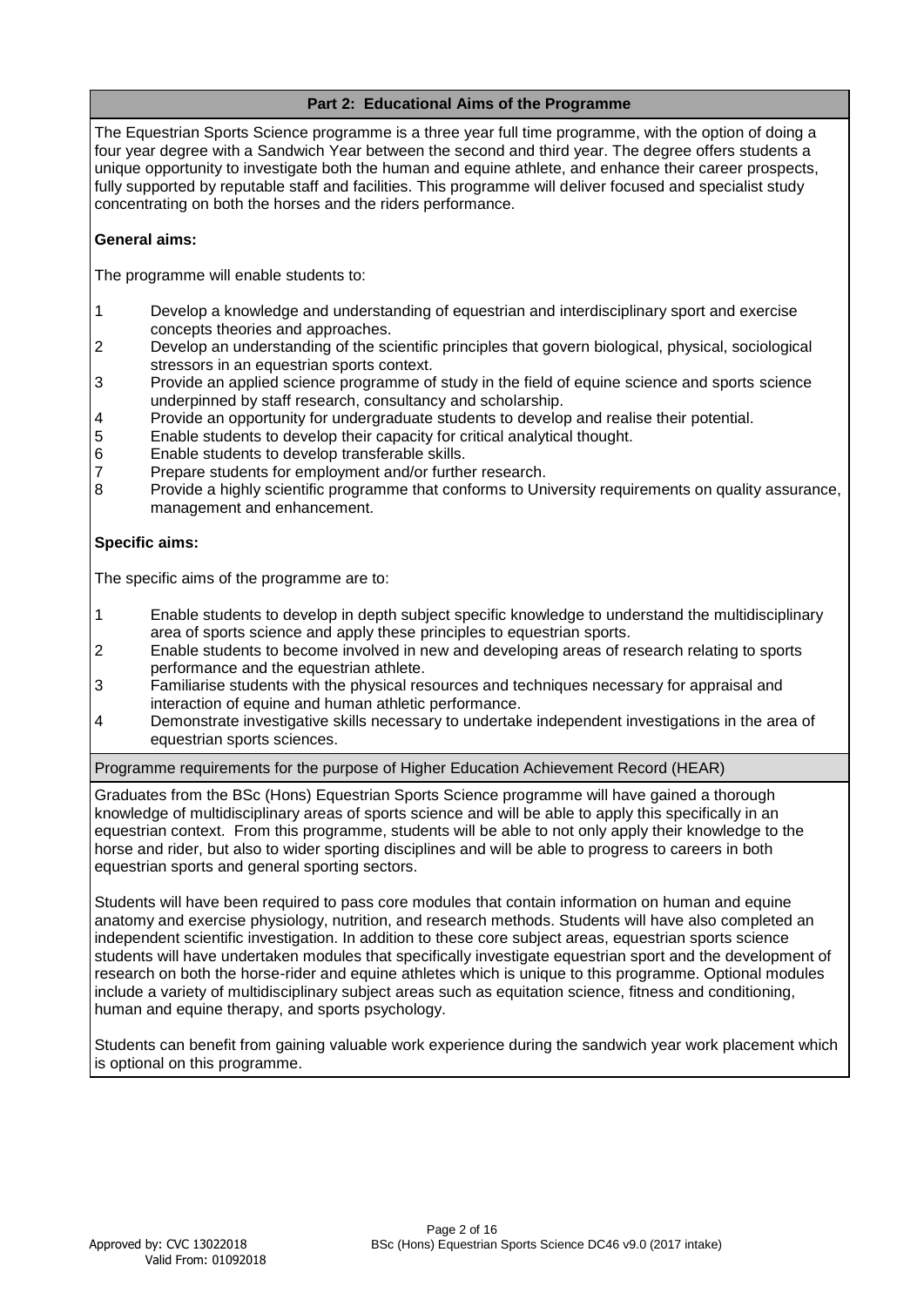## Part 2: Educational Aims of the Programme

The Equestrian Sports Science programme is a three year full time programme, with the option of doing a four year degree with a Sandwich Year between the second and third year. The degree offers students a unique opportunity to investigate both the human and equine athlete, and enhance their career prospects, fully supported by reputable staff and facilities. This programme will deliver focused and specialist study concentrating on both the horses and the riders performance.

**General aims:**

The programme will enable students to:

1. Develop a knowledge and understanding of equestrian and interdisciplinary sport and exercise concepts theories and approaches.
2. Develop an understanding of the scientific principles that govern biological, physical, sociological stressors in an equestrian sports context.
3. Provide an applied science programme of study in the field of equine science and sports science underpinned by staff research, consultancy and scholarship.
4. Provide an opportunity for undergraduate students to develop and realise their potential.
5. Enable students to develop their capacity for critical analytical thought.
6. Enable students to develop transferable skills.
7. Prepare students for employment and/or further research.
8. Provide a highly scientific programme that conforms to University requirements on quality assurance, management and enhancement.

**Specific aims:**

The specific aims of the programme are to:

1. Enable students to develop in depth subject specific knowledge to understand the multidisciplinary area of sports science and apply these principles to equestrian sports.
2. Enable students to become involved in new and developing areas of research relating to sports performance and the equestrian athlete.
3. Familiarise students with the physical resources and techniques necessary for appraisal and interaction of equine and human athletic performance.
4. Demonstrate investigative skills necessary to undertake independent investigations in the area of equestrian sports sciences.

### Programme requirements for the purpose of Higher Education Achievement Record (HEAR)

Graduates from the BSc (Hons) Equestrian Sports Science programme will have gained a thorough knowledge of multidisciplinary areas of sports science and will be able to apply this specifically in an equestrian context. From this programme, students will be able to not only apply their knowledge to the horse and rider, but also to wider sporting disciplines and will be able to progress to careers in both equestrian sports and general sporting sectors.

Students will have been required to pass core modules that contain information on human and equine anatomy and exercise physiology, nutrition, and research methods. Students will have also completed an independent scientific investigation. In addition to these core subject areas, equestrian sports science students will have undertaken modules that specifically investigate equestrian sport and the development of research on both the horse-rider and equine athletes which is unique to this programme. Optional modules include a variety of multidisciplinary subject areas such as equitation science, fitness and conditioning, human and equine therapy, and sports psychology.

Students can benefit from gaining valuable work experience during the sandwich year work placement which is optional on this programme.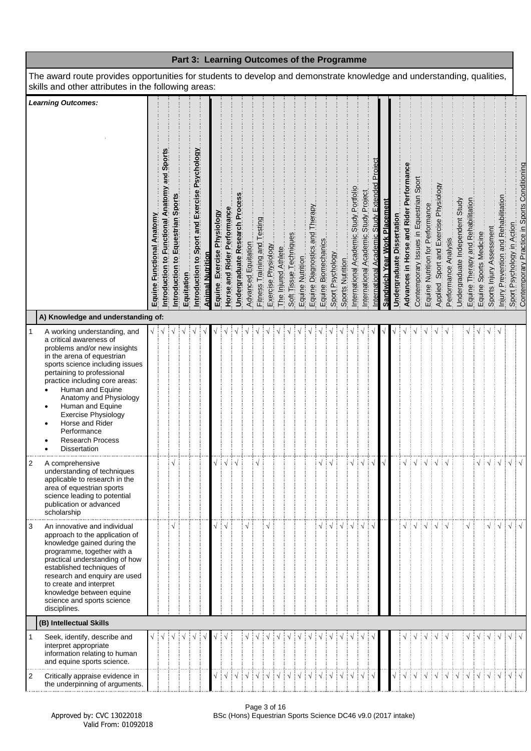## Part 3: Learning Outcomes of the Programme

The award route provides opportunities for students to develop and demonstrate knowledge and understanding, qualities, skills and other attributes in the following areas:

| | *Learning Outcomes:* | Equine Functional Anatomy | Introduction to Functional Anatomy and Sports | Introduction to Equestrian Sports | Equitation | Introduction to Sport and Exercise Psychology | Animal Nutrition | Equine Exercise Physiology | Horse and Rider Performance | Undergraduate Research Process | Advanced Equitation | Fitness Training and Testing | Exercise Physiology | The Injured Athlete | Soft Tissue Techniques | Equine Nutrition | Equine Diagnostics and Therapy | Equine Biomechanics | Sport Psychology | Sports Nutrition | International Academic Study Portfolio | International Academic Study Project | International Academic Study Extended Project | Sandwich Year Work Placement | Undergraduate Dissertation | Advances in Horse and Rider Performance | Contemporary Issues in Equestrian Sport | Equine Nutrition for Performance | Applied Sport and Exercise Physiology | Performance Analysis | Undergraduate Independent Study | Equine Therapy and Rehabilitation | Equine Sports Medicine | Sports Injury Assessment | Injury Prevention and Rehabilitation | Sport Psychology in Action | Contemporary Practice in Sports Conditioning |
|---|---|---|---|---|---|---|---|---|---|---|---|---|---|---|---|---|---|---|---|---|---|---|---|---|---|---|---|---|---|---|---|---|---|---|---|---|---|
| | **A) Knowledge and understanding of:** | | | | | | | | | | | | | | | | | | | | | | | | | | | | | | | | | | | | |
| 1 | A working understanding, and a critical awareness of problems and/or new insights in the arena of equestrian sports science including issues pertaining to professional practice including core areas: <br>• Human and Equine Anatomy and Physiology <br>• Human and Equine Exercise Physiology <br>• Horse and Rider Performance <br>• Research Process <br>• Dissertation | √ | √ | √ | √ | √ | √ | √ | √ | √ | √ | √ | √ | √ | √ | √ | √ | √ | √ | √ | √ | √ | √ | √ | √ | √ | √ | √ | √ | √ | | √ | √ | √ | √ | | |
| 2 | A comprehensive understanding of techniques applicable to research in the area of equestrian sports science leading to potential publication or advanced scholarship | | | √ | | | | √ | √ | √ | | √ | | | | | | √ | √ | | √ | √ | √ | √ | | √ | √ | √ | √ | √ | | | √ | √ | √ | √ | √ |
| 3 | An innovative and individual approach to the application of knowledge gained during the programme, together with a practical understanding of how established techniques of research and enquiry are used to create and interpret knowledge between equine science and sports science disciplines. | | | √ | | | | √ | √ | | √ | | √ | | | | | √ | √ | √ | √ | √ | √ | | | √ | √ | √ | √ | √ | | √ | | √ | √ | √ | √ |
| | **(B) Intellectual Skills** | | | | | | | | | | | | | | | | | | | | | | | | | | | | | | | | | | | | |
| 1 | Seek, identify, describe and interpret appropriate information relating to human and equine sports science. | √ | √ | √ | √ | √ | √ | √ | √ | | √ | √ | √ | √ | √ | √ | √ | √ | √ | √ | √ | √ | √ | | | √ | √ | √ | √ | √ | | √ | √ | √ | √ | √ | √ |
| 2 | Critically appraise evidence in the underpinning of arguments. | | | | | | | √ | √ | √ | √ | √ | √ | √ | √ | √ | √ | √ | √ | √ | √ | √ | √ | | √ | √ | √ | √ | √ | √ | √ | √ | √ | √ | √ | √ | √ |

Approved by: CVC 13022018
Valid From: 01092018

BSc (Hons) Equestrian Sports Science DC46 v9.0 (2017 intake)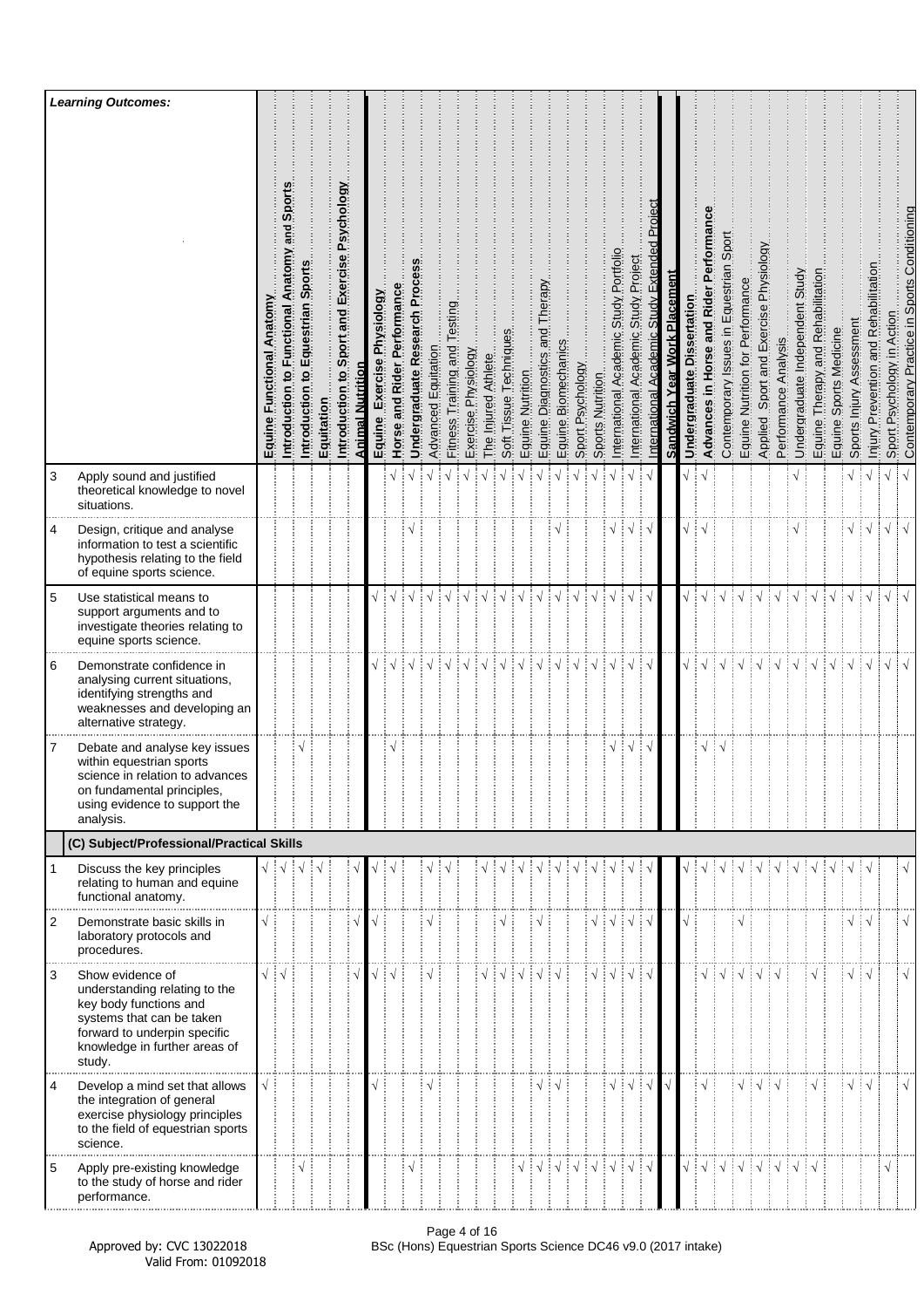| | Learning Outcomes: | Equine Functional Anatomy | Introduction to Functional Anatomy and Sports | Introduction to Equestrian Sports | Equitation | Introduction to Sport and Exercise Psychology | Animal Nutrition | Equine Exercise Physiology | Horse and Rider Performance | Undergraduate Research Process | Advanced Equitation | Fitness Training and Testing | Exercise Physiology | The Injured Athlete | Soft Tissue Techniques | Equine Nutrition | Equine Diagnostics and Therapy | Equine Biomechanics | Sport Psychology | Sports Nutrition | International Academic Study Portfolio | International Academic Study Project | International Academic Study Extended Project | Sandwich Year Work Placement | Undergraduate Dissertation | Advances in Horse and Rider Performance | Contemporary Issues in Equestrian Sport | Equine Nutrition for Performance | Applied Sport and Exercise Physiology | Performance Analysis | Undergraduate Independent Study | Equine Therapy and Rehabilitation | Equine Sports Medicine | Sports Injury Assessment | Injury Prevention and Rehabilitation | Sport Psychology in Action | Contemporary Practice in Sports Conditioning |
|---|---|---|---|---|---|---|---|---|---|---|---|---|---|---|---|---|---|---|---|---|---|---|---|---|---|---|---|---|---|---|---|---|---|---|---|---|---|
| 3 | Apply sound and justified theoretical knowledge to novel situations. | | | | | | | | √ | √ | √ | √ | √ | √ | √ | √ | √ | √ | √ | √ | √ | √ | √ | | √ | √ | | | | | √ | | | √ | √ | √ | √ |
| 4 | Design, critique and analyse information to test a scientific hypothesis relating to the field of equine sports science. | | | | | | | | | √ | | | | | | | | √ | | | √ | √ | √ | | √ | √ | | | | | √ | | | √ | √ | √ | √ |
| 5 | Use statistical means to support arguments and to investigate theories relating to equine sports science. | | | | | | | √ | √ | √ | √ | √ | √ | √ | √ | √ | √ | √ | √ | √ | √ | √ | √ | | √ | √ | √ | √ | √ | √ | √ | √ | √ | √ | √ | √ | √ |
| 6 | Demonstrate confidence in analysing current situations, identifying strengths and weaknesses and developing an alternative strategy. | | | | | | | √ | √ | √ | √ | √ | √ | √ | √ | √ | √ | √ | √ | √ | √ | √ | √ | | √ | √ | √ | √ | √ | √ | √ | √ | √ | √ | √ | √ | √ |
| 7 | Debate and analyse key issues within equestrian sports science in relation to advances on fundamental principles, using evidence to support the analysis. | | | √ | | | | | √ | | | | | | | | | | | | √ | √ | √ | | | √ | √ | | | | | | | | | | |
| **(C) Subject/Professional/Practical Skills** | | | | | | | | | | | | | | | | | | | | | | | | | | | | | | | | | | | | | |
| 1 | Discuss the key principles relating to human and equine functional anatomy. | √ | √ | √ | √ | | √ | √ | √ | | √ | √ | | √ | √ | √ | √ | √ | √ | √ | √ | √ | √ | | √ | √ | √ | √ | √ | √ | √ | √ | √ | √ | √ | | √ |
| 2 | Demonstrate basic skills in laboratory protocols and procedures. | √ | | | | | √ | √ | | | √ | | | | √ | | √ | | | √ | √ | √ | √ | | √ | | | √ | | | | | | √ | √ | | √ |
| 3 | Show evidence of understanding relating to the key body functions and systems that can be taken forward to underpin specific knowledge in further areas of study. | √ | √ | | | | √ | √ | √ | | √ | | | √ | √ | √ | √ | √ | | √ | √ | √ | √ | | | √ | √ | √ | √ | √ | | √ | | √ | √ | | √ |
| 4 | Develop a mind set that allows the integration of general exercise physiology principles to the field of equestrian sports science. | √ | | | | | | √ | | | √ | | | | | | √ | √ | | | √ | √ | √ | √ | | √ | | √ | √ | √ | | √ | | √ | √ | | √ |
| 5 | Apply pre-existing knowledge to the study of horse and rider performance. | | | √ | | | | | | √ | | | | | | √ | √ | √ | √ | √ | √ | √ | √ | | √ | √ | √ | √ | √ | √ | √ | √ | | | | √ | |

Approved by: CVC 13022018
Valid From: 01092018

BSc (Hons) Equestrian Sports Science DC46 v9.0 (2017 intake)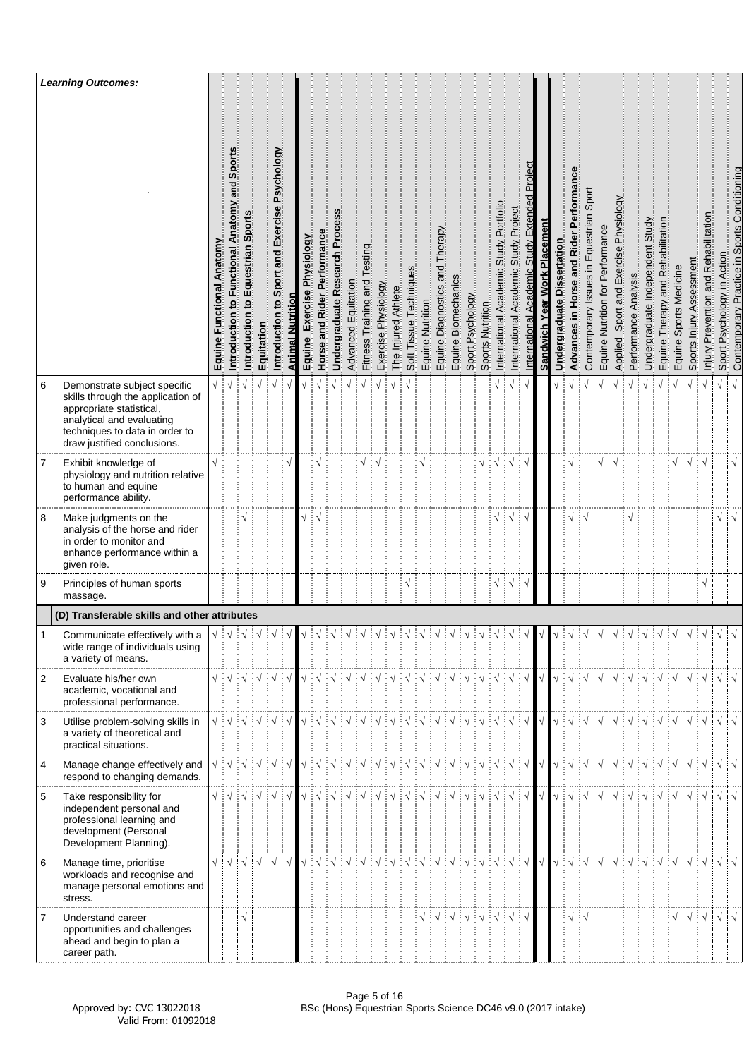| | Learning Outcomes: | Equine Functional Anatomy | Introduction to Functional Anatomy and Sports | Introduction to Equestrian Sports | Equitation | Introduction to Sport and Exercise Psychology | Animal Nutrition | Equine Exercise Physiology | Horse and Rider Performance | Undergraduate Research Process | Advanced Equitation | Fitness Training and Testing | Exercise Physiology | The Injured Athlete | Soft Tissue Techniques | Equine Nutrition | Equine Diagnostics and Therapy | Equine Biomechanics | Sport Psychology | Sports Nutrition | International Academic Study Portfolio | International Academic Study Project | International Academic Study Extended Project | Sandwich Year Work Placement | Undergraduate Dissertation | Advances in Horse and Rider Performance | Contemporary Issues in Equestrian Sport | Equine Nutrition for Performance | Applied Sport and Exercise Physiology | Performance Analysis | Undergraduate Independent Study | Equine Therapy and Rehabilitation | Equine Sports Medicine | Sports Injury Assessment | Injury Prevention and Rehabilitation | Sport Psychology in Action | Contemporary Practice in Sports Conditioning |
|---|---|---|---|---|---|---|---|---|---|---|---|---|---|---|---|---|---|---|---|---|---|---|---|---|---|---|---|---|---|---|---|---|---|---|---|---|---|
| 6 | Demonstrate subject specific skills through the application of appropriate statistical, analytical and evaluating techniques to data in order to draw justified conclusions. | √ | √ | √ | √ | √ | √ | √ | √ | √ | √ | √ | √ | √ | √ | | | | | | √ | √ | √ | | √ | √ | √ | √ | √ | √ | √ | √ | √ | √ | √ | √ | √ |
| 7 | Exhibit knowledge of physiology and nutrition relative to human and equine performance ability. | √ | | | | | √ | | √ | | | √ | √ | | | √ | | | | √ | √ | √ | √ | | | √ | | √ | √ | | | | √ | √ | √ | | √ |
| 8 | Make judgments on the analysis of the horse and rider in order to monitor and enhance performance within a given role. | | | √ | | | | √ | √ | | | | | | | | | | | | √ | √ | √ | | | √ | √ | | | √ | | | | | | √ | √ |
| 9 | Principles of human sports massage. | | | | | | | | | | | | | | √ | | | | | | √ | √ | √ | | | | | | | | | | | | √ | | |
| | **(D) Transferable skills and other attributes** | | | | | | | | | | | | | | | | | | | | | | | | | | | | | | | | | | | | |
| 1 | Communicate effectively with a wide range of individuals using a variety of means. | √ | √ | √ | √ | √ | √ | √ | √ | √ | √ | √ | √ | √ | √ | √ | √ | √ | √ | √ | √ | √ | √ | √ | √ | √ | √ | √ | √ | √ | √ | √ | √ | √ | √ | √ | √ |
| 2 | Evaluate his/her own academic, vocational and professional performance. | √ | √ | √ | √ | √ | √ | √ | √ | √ | √ | √ | √ | √ | √ | √ | √ | √ | √ | √ | √ | √ | √ | √ | √ | √ | √ | √ | √ | √ | √ | √ | √ | √ | √ | √ | √ |
| 3 | Utilise problem-solving skills in a variety of theoretical and practical situations. | √ | √ | √ | √ | √ | √ | √ | √ | √ | √ | √ | √ | √ | √ | √ | √ | √ | √ | √ | √ | √ | √ | √ | √ | √ | √ | √ | √ | √ | √ | √ | √ | √ | √ | √ | √ |
| 4 | Manage change effectively and respond to changing demands. | √ | √ | √ | √ | √ | √ | √ | √ | √ | √ | √ | √ | √ | √ | √ | √ | √ | √ | √ | √ | √ | √ | √ | √ | √ | √ | √ | √ | √ | √ | √ | √ | √ | √ | √ | √ |
| 5 | Take responsibility for independent personal and professional learning and development (Personal Development Planning). | √ | √ | √ | √ | √ | √ | √ | √ | √ | √ | √ | √ | √ | √ | √ | √ | √ | √ | √ | √ | √ | √ | √ | √ | √ | √ | √ | √ | √ | √ | √ | √ | √ | √ | √ | √ |
| 6 | Manage time, prioritise workloads and recognise and manage personal emotions and stress. | √ | √ | √ | √ | √ | √ | √ | √ | √ | √ | √ | √ | √ | √ | √ | √ | √ | √ | √ | √ | √ | √ | √ | √ | √ | √ | √ | √ | √ | √ | √ | √ | √ | √ | √ | √ |
| 7 | Understand career opportunities and challenges ahead and begin to plan a career path. | | | √ | | | | | | | | | | | | √ | √ | √ | √ | √ | √ | √ | √ | | | √ | √ | | | | | | √ | √ | √ | √ | √ |

Approved by: CVC 13022018
Valid From: 01092018

BSc (Hons) Equestrian Sports Science DC46 v9.0 (2017 intake)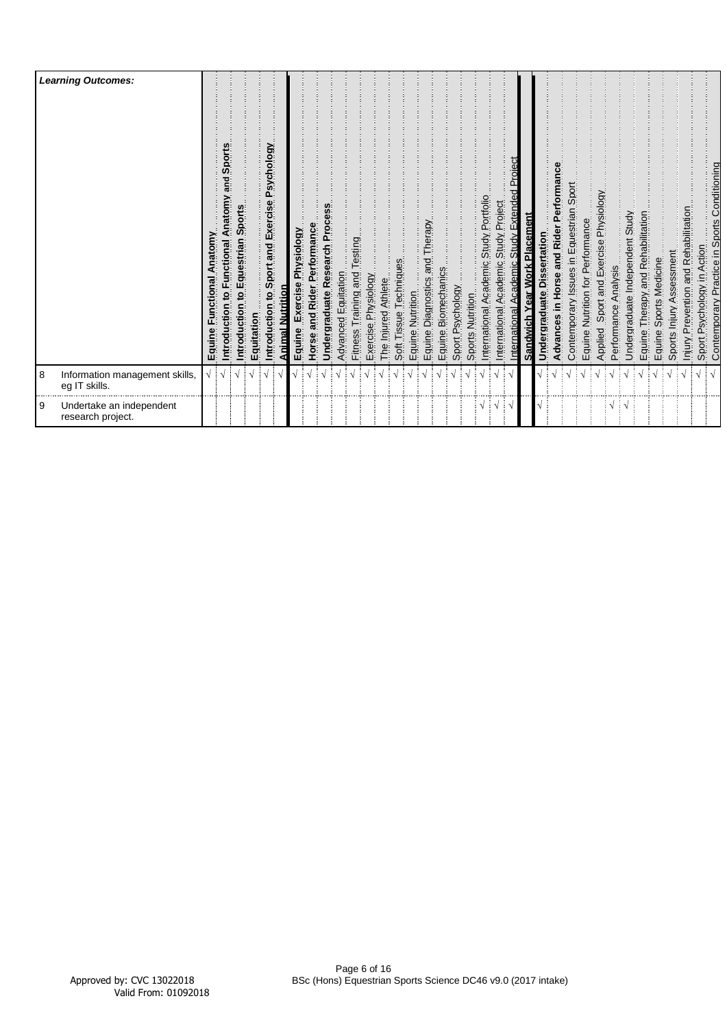| | Learning Outcomes: | Equine Functional Anatomy | Introduction to Functional Anatomy and Sports | Introduction to Equestrian Sports | Equitation | Introduction to Sport and Exercise Psychology | Animal Nutrition | Equine Exercise Physiology | Horse and Rider Performance | Undergraduate Research Process | Advanced Equitation | Fitness Training and Testing | Exercise Physiology | The Injured Athlete | Soft Tissue Techniques | Equine Nutrition | Equine Diagnostics and Therapy | Equine Biomechanics | Sport Psychology | Sports Nutrition | International Academic Study Portfolio | International Academic Study Project | International Academic Study Extended Project | Sandwich Year Work Placement | Undergraduate Dissertation | Advances in Horse and Rider Performance | Contemporary Issues in Equestrian Sport | Equine Nutrition for Performance | Applied Sport and Exercise Physiology | Performance Analysis | Undergraduate Independent Study | Equine Therapy and Rehabilitation | Equine Sports Medicine | Sports Injury Assessment | Injury Prevention and Rehabilitation | Sport Psychology in Action | Contemporary Practice in Sports Conditioning |
|---|---|---|---|---|---|---|---|---|---|---|---|---|---|---|---|---|---|---|---|---|---|---|---|---|---|---|---|---|---|---|---|---|---|---|---|---|---|
| 8 | Information management skills, eg IT skills. | √ | √ | √ | √ | √ | √ | √ | √ | √ | √ | √ | √ | √ | √ | √ | √ | √ | √ | √ | √ | √ | √ | | √ | √ | √ | √ | √ | √ | √ | √ | √ | √ | √ | √ | √ |
| 9 | Undertake an independent research project. | | | | | | | | | | | | | | | | | | | | √ | √ | √ | | √ | | | | | √ | √ | | | | | | |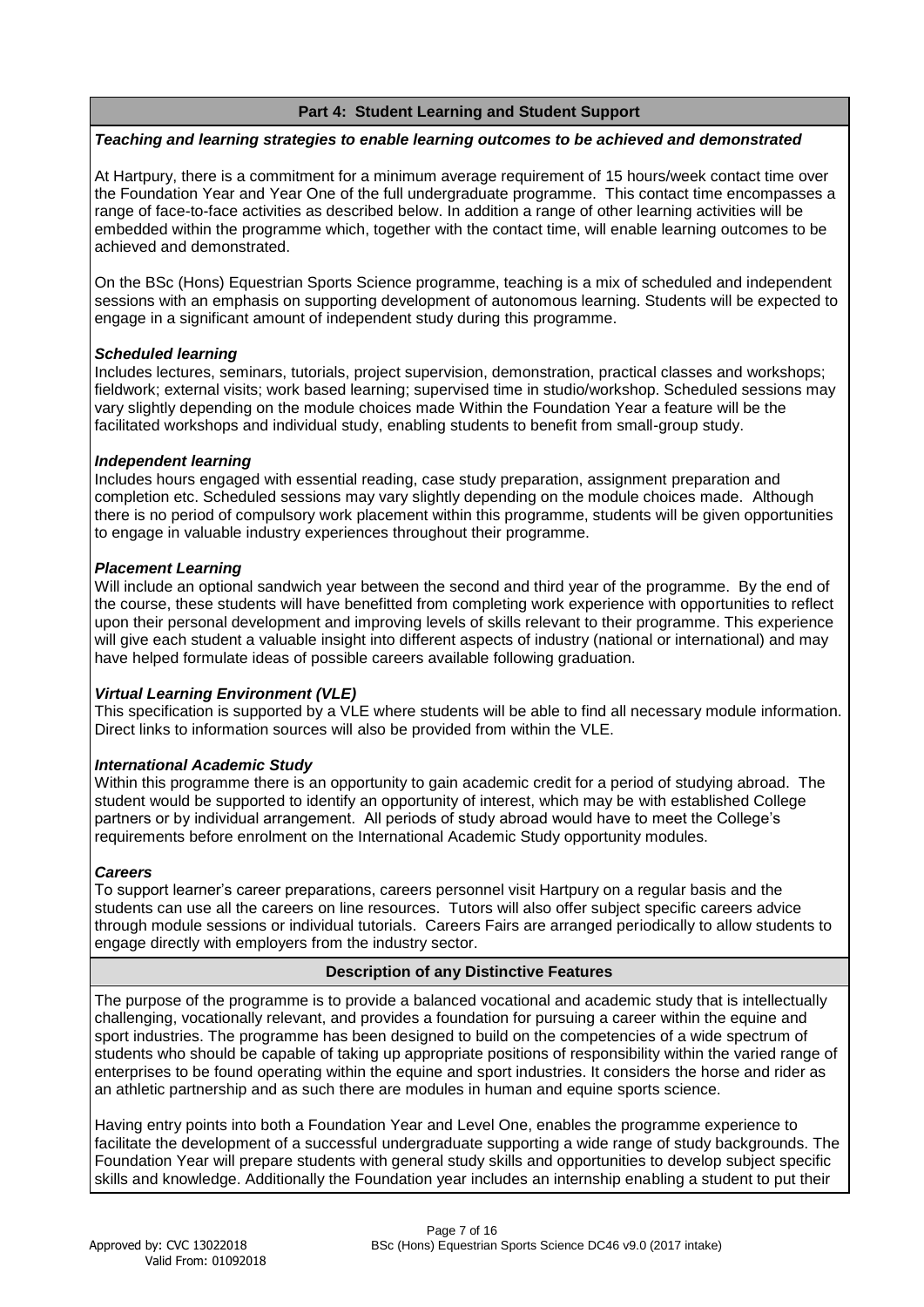## Part 4: Student Learning and Student Support

***Teaching and learning strategies to enable learning outcomes to be achieved and demonstrated***

At Hartpury, there is a commitment for a minimum average requirement of 15 hours/week contact time over the Foundation Year and Year One of the full undergraduate programme. This contact time encompasses a range of face-to-face activities as described below. In addition a range of other learning activities will be embedded within the programme which, together with the contact time, will enable learning outcomes to be achieved and demonstrated.

On the BSc (Hons) Equestrian Sports Science programme, teaching is a mix of scheduled and independent sessions with an emphasis on supporting development of autonomous learning. Students will be expected to engage in a significant amount of independent study during this programme.

***Scheduled learning***

Includes lectures, seminars, tutorials, project supervision, demonstration, practical classes and workshops; fieldwork; external visits; work based learning; supervised time in studio/workshop. Scheduled sessions may vary slightly depending on the module choices made Within the Foundation Year a feature will be the facilitated workshops and individual study, enabling students to benefit from small-group study.

***Independent learning***

Includes hours engaged with essential reading, case study preparation, assignment preparation and completion etc. Scheduled sessions may vary slightly depending on the module choices made. Although there is no period of compulsory work placement within this programme, students will be given opportunities to engage in valuable industry experiences throughout their programme.

***Placement Learning***

Will include an optional sandwich year between the second and third year of the programme. By the end of the course, these students will have benefitted from completing work experience with opportunities to reflect upon their personal development and improving levels of skills relevant to their programme. This experience will give each student a valuable insight into different aspects of industry (national or international) and may have helped formulate ideas of possible careers available following graduation.

***Virtual Learning Environment (VLE)***

This specification is supported by a VLE where students will be able to find all necessary module information. Direct links to information sources will also be provided from within the VLE.

***International Academic Study***

Within this programme there is an opportunity to gain academic credit for a period of studying abroad. The student would be supported to identify an opportunity of interest, which may be with established College partners or by individual arrangement. All periods of study abroad would have to meet the College's requirements before enrolment on the International Academic Study opportunity modules.

***Careers***

To support learner's career preparations, careers personnel visit Hartpury on a regular basis and the students can use all the careers on line resources. Tutors will also offer subject specific careers advice through module sessions or individual tutorials. Careers Fairs are arranged periodically to allow students to engage directly with employers from the industry sector.

## Description of any Distinctive Features

The purpose of the programme is to provide a balanced vocational and academic study that is intellectually challenging, vocationally relevant, and provides a foundation for pursuing a career within the equine and sport industries. The programme has been designed to build on the competencies of a wide spectrum of students who should be capable of taking up appropriate positions of responsibility within the varied range of enterprises to be found operating within the equine and sport industries. It considers the horse and rider as an athletic partnership and as such there are modules in human and equine sports science.

Having entry points into both a Foundation Year and Level One, enables the programme experience to facilitate the development of a successful undergraduate supporting a wide range of study backgrounds. The Foundation Year will prepare students with general study skills and opportunities to develop subject specific skills and knowledge. Additionally the Foundation year includes an internship enabling a student to put their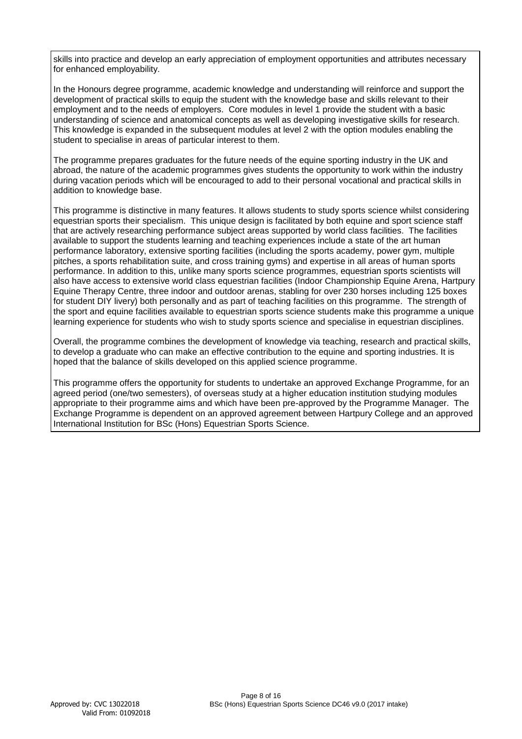skills into practice and develop an early appreciation of employment opportunities and attributes necessary for enhanced employability.

In the Honours degree programme, academic knowledge and understanding will reinforce and support the development of practical skills to equip the student with the knowledge base and skills relevant to their employment and to the needs of employers. Core modules in level 1 provide the student with a basic understanding of science and anatomical concepts as well as developing investigative skills for research. This knowledge is expanded in the subsequent modules at level 2 with the option modules enabling the student to specialise in areas of particular interest to them.

The programme prepares graduates for the future needs of the equine sporting industry in the UK and abroad, the nature of the academic programmes gives students the opportunity to work within the industry during vacation periods which will be encouraged to add to their personal vocational and practical skills in addition to knowledge base.

This programme is distinctive in many features. It allows students to study sports science whilst considering equestrian sports their specialism. This unique design is facilitated by both equine and sport science staff that are actively researching performance subject areas supported by world class facilities. The facilities available to support the students learning and teaching experiences include a state of the art human performance laboratory, extensive sporting facilities (including the sports academy, power gym, multiple pitches, a sports rehabilitation suite, and cross training gyms) and expertise in all areas of human sports performance. In addition to this, unlike many sports science programmes, equestrian sports scientists will also have access to extensive world class equestrian facilities (Indoor Championship Equine Arena, Hartpury Equine Therapy Centre, three indoor and outdoor arenas, stabling for over 230 horses including 125 boxes for student DIY livery) both personally and as part of teaching facilities on this programme. The strength of the sport and equine facilities available to equestrian sports science students make this programme a unique learning experience for students who wish to study sports science and specialise in equestrian disciplines.

Overall, the programme combines the development of knowledge via teaching, research and practical skills, to develop a graduate who can make an effective contribution to the equine and sporting industries. It is hoped that the balance of skills developed on this applied science programme.

This programme offers the opportunity for students to undertake an approved Exchange Programme, for an agreed period (one/two semesters), of overseas study at a higher education institution studying modules appropriate to their programme aims and which have been pre-approved by the Programme Manager. The Exchange Programme is dependent on an approved agreement between Hartpury College and an approved International Institution for BSc (Hons) Equestrian Sports Science.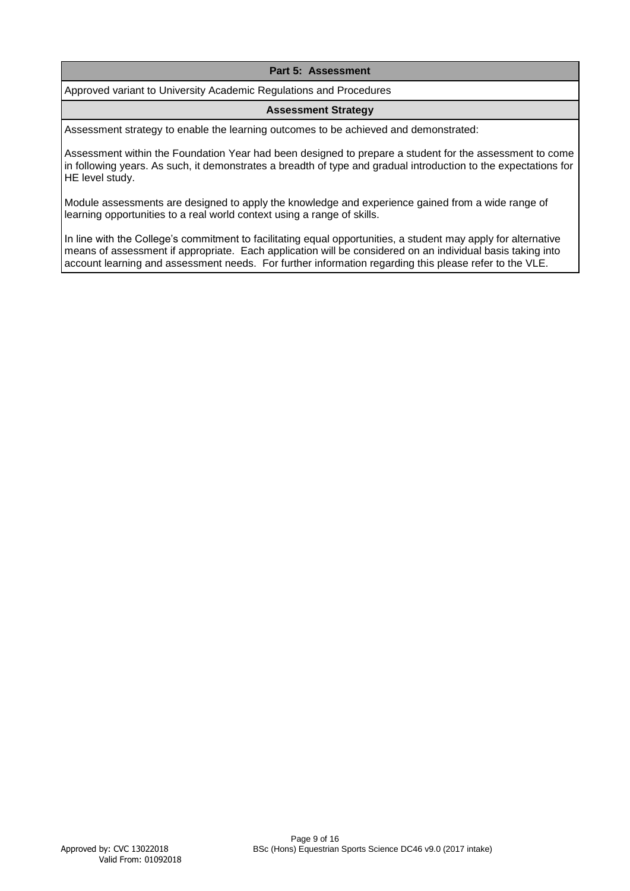## Part 5: Assessment

Approved variant to University Academic Regulations and Procedures

### Assessment Strategy

Assessment strategy to enable the learning outcomes to be achieved and demonstrated:

Assessment within the Foundation Year had been designed to prepare a student for the assessment to come in following years. As such, it demonstrates a breadth of type and gradual introduction to the expectations for HE level study.

Module assessments are designed to apply the knowledge and experience gained from a wide range of learning opportunities to a real world context using a range of skills.

In line with the College's commitment to facilitating equal opportunities, a student may apply for alternative means of assessment if appropriate. Each application will be considered on an individual basis taking into account learning and assessment needs. For further information regarding this please refer to the VLE.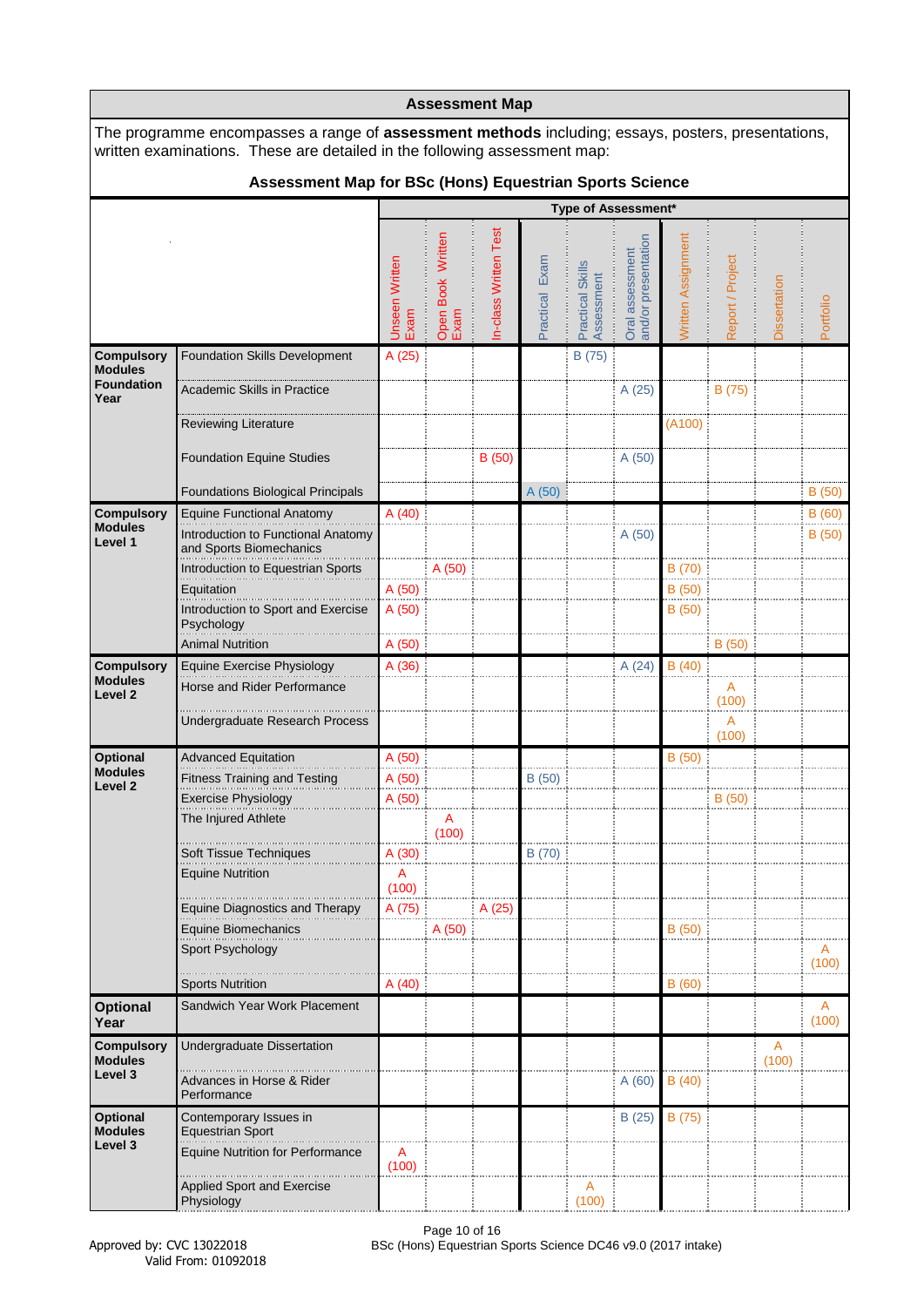## Assessment Map

The programme encompasses a range of **assessment methods** including; essays, posters, presentations, written examinations. These are detailed in the following assessment map:

### Assessment Map for BSc (Hons) Equestrian Sports Science

| | | Type of Assessment* | | | | | | | | | |
|---|---|---|---|---|---|---|---|---|---|---|---|
| | | Unseen Written Exam | Open Book Written Exam | In-class Written Test | Practical Exam | Practical Skills Assessment | Oral assessment and/or presentation | Written Assignment | Report / Project | Dissertation | Portfolio |
| **Compulsory Modules Foundation Year** | Foundation Skills Development | A (25) | | | | B (75) | | | | | |
| | Academic Skills in Practice | | | | | | A (25) | | B (75) | | |
| | Reviewing Literature | | | | | | | (A100) | | | |
| | Foundation Equine Studies | | | B (50) | | | A (50) | | | | |
| | Foundations Biological Principals | | | | A (50) | | | | | | B (50) |
| **Compulsory Modules Level 1** | Equine Functional Anatomy | A (40) | | | | | | | | | B (60) |
| | Introduction to Functional Anatomy and Sports Biomechanics | | | | | | A (50) | | | | B (50) |
| | Introduction to Equestrian Sports | | A (50) | | | | | B (70) | | | |
| | Equitation | A (50) | | | | | | B (50) | | | |
| | Introduction to Sport and Exercise Psychology | A (50) | | | | | | B (50) | | | |
| | Animal Nutrition | A (50) | | | | | | | B (50) | | |
| **Compulsory Modules Level 2** | Equine Exercise Physiology | A (36) | | | | | A (24) | B (40) | | | |
| | Horse and Rider Performance | | | | | | | | A (100) | | |
| | Undergraduate Research Process | | | | | | | | A (100) | | |
| **Optional Modules Level 2** | Advanced Equitation | A (50) | | | | | | B (50) | | | |
| | Fitness Training and Testing | A (50) | | | B (50) | | | | | | |
| | Exercise Physiology | A (50) | | | | | | | B (50) | | |
| | The Injured Athlete | | A (100) | | | | | | | | |
| | Soft Tissue Techniques | A (30) | | | B (70) | | | | | | |
| | Equine Nutrition | A (100) | | | | | | | | | |
| | Equine Diagnostics and Therapy | A (75) | | A (25) | | | | | | | |
| | Equine Biomechanics | | A (50) | | | | | B (50) | | | |
| | Sport Psychology | | | | | | | | | | A (100) |
| | Sports Nutrition | A (40) | | | | | | B (60) | | | |
| **Optional Year** | Sandwich Year Work Placement | | | | | | | | | | A (100) |
| **Compulsory Modules Level 3** | Undergraduate Dissertation | | | | | | | | | A (100) | |
| | Advances in Horse & Rider Performance | | | | | | A (60) | B (40) | | | |
| **Optional Modules Level 3** | Contemporary Issues in Equestrian Sport | | | | | | B (25) | B (75) | | | |
| | Equine Nutrition for Performance | A (100) | | | | | | | | | |
| | Applied Sport and Exercise Physiology | | | | | A (100) | | | | | |

Approved by: CVC 13022018
Valid From: 01092018

BSc (Hons) Equestrian Sports Science DC46 v9.0 (2017 intake)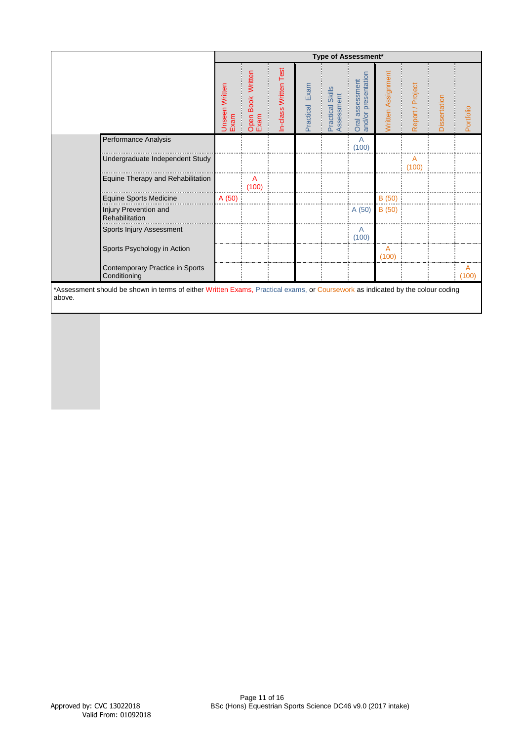| | Type of Assessment* | | | | | | | | | |
|---|---|---|---|---|---|---|---|---|---|---|
| | Unseen Written Exam | Open Book Written Exam | In-class Written Test | Practical Exam | Practical Skills Assessment | Oral assessment and/or presentation | Written Assignment | Report / Project | Dissertation | Portfolio |
| Performance Analysis | | | | | | A (100) | | | | |
| Undergraduate Independent Study | | | | | | | | A (100) | | |
| Equine Therapy and Rehabilitation | | A (100) | | | | | | | | |
| Equine Sports Medicine | A (50) | | | | | | B (50) | | | |
| Injury Prevention and Rehabilitation | | | | | | A (50) | B (50) | | | |
| Sports Injury Assessment | | | | | | A (100) | | | | |
| Sports Psychology in Action | | | | | | | A (100) | | | |
| Contemporary Practice in Sports Conditioning | | | | | | | | | | A (100) |

*Assessment should be shown in terms of either Written Exams, Practical exams, or Coursework as indicated by the colour coding above.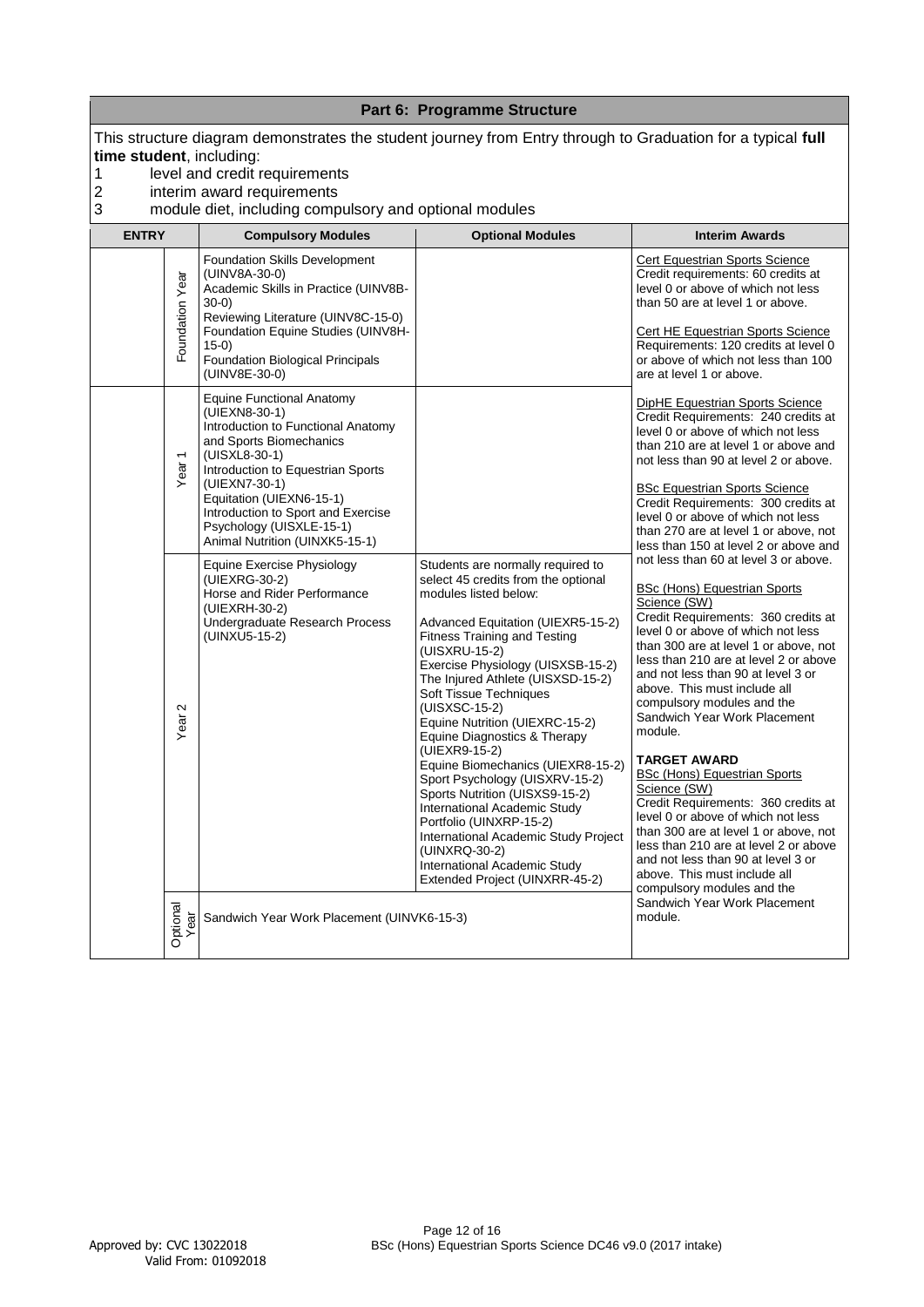## Part 6: Programme Structure

This structure diagram demonstrates the student journey from Entry through to Graduation for a typical **full time student**, including:

1 level and credit requirements
2 interim award requirements
3 module diet, including compulsory and optional modules

| ENTRY | | Compulsory Modules | Optional Modules | Interim Awards |
|---|---|---|---|---|
| | Foundation Year | Foundation Skills Development (UINV8A-30-0)<br>Academic Skills in Practice (UINV8B-30-0)<br>Reviewing Literature (UINV8C-15-0)<br>Foundation Equine Studies (UINV8H-15-0)<br>Foundation Biological Principals (UINV8E-30-0) | | Cert Equestrian Sports Science<br>Credit requirements: 60 credits at level 0 or above of which not less than 50 are at level 1 or above.<br><br>Cert HE Equestrian Sports Science<br>Requirements: 120 credits at level 0 or above of which not less than 100 are at level 1 or above. |
| | Year 1 | Equine Functional Anatomy (UIEXN8-30-1)<br>Introduction to Functional Anatomy and Sports Biomechanics (UISXL8-30-1)<br>Introduction to Equestrian Sports (UIEXN7-30-1)<br>Equitation (UIEXN6-15-1)<br>Introduction to Sport and Exercise Psychology (UISXLE-15-1)<br>Animal Nutrition (UINXK5-15-1) | | DipHE Equestrian Sports Science<br>Credit Requirements: 240 credits at level 0 or above of which not less than 210 are at level 1 or above and not less than 90 at level 2 or above.<br><br>BSc Equestrian Sports Science<br>Credit Requirements: 300 credits at level 0 or above of which not less than 270 are at level 1 or above, not less than 150 at level 2 or above and not less than 60 at level 3 or above. |
| | Year 2 | Equine Exercise Physiology (UIEXRG-30-2)<br>Horse and Rider Performance (UIEXRH-30-2)<br>Undergraduate Research Process (UINXU5-15-2) | Students are normally required to select 45 credits from the optional modules listed below:<br><br>Advanced Equitation (UIEXR5-15-2)<br>Fitness Training and Testing (UISXRU-15-2)<br>Exercise Physiology (UISXSB-15-2)<br>The Injured Athlete (UISXSD-15-2)<br>Soft Tissue Techniques (UISXSC-15-2)<br>Equine Nutrition (UIEXRC-15-2)<br>Equine Diagnostics & Therapy (UIEXR9-15-2)<br>Equine Biomechanics (UIEXR8-15-2)<br>Sport Psychology (UISXRV-15-2)<br>Sports Nutrition (UISXS9-15-2)<br>International Academic Study Portfolio (UINXRP-15-2)<br>International Academic Study Project (UINXRQ-30-2)<br>International Academic Study Extended Project (UINXRR-45-2) | BSc (Hons) Equestrian Sports Science (SW)<br>Credit Requirements: 360 credits at level 0 or above of which not less than 300 are at level 1 or above, not less than 210 are at level 2 or above and not less than 90 at level 3 or above. This must include all compulsory modules and the Sandwich Year Work Placement module.<br><br>**TARGET AWARD**<br>BSc (Hons) Equestrian Sports Science (SW)<br>Credit Requirements: 360 credits at level 0 or above of which not less than 300 are at level 1 or above, not less than 210 are at level 2 or above and not less than 90 at level 3 or above. This must include all compulsory modules and the Sandwich Year Work Placement module. |
| | Optional Year | Sandwich Year Work Placement (UINVK6-15-3) | | |

Approved by: CVC 13022018
Valid From: 01092018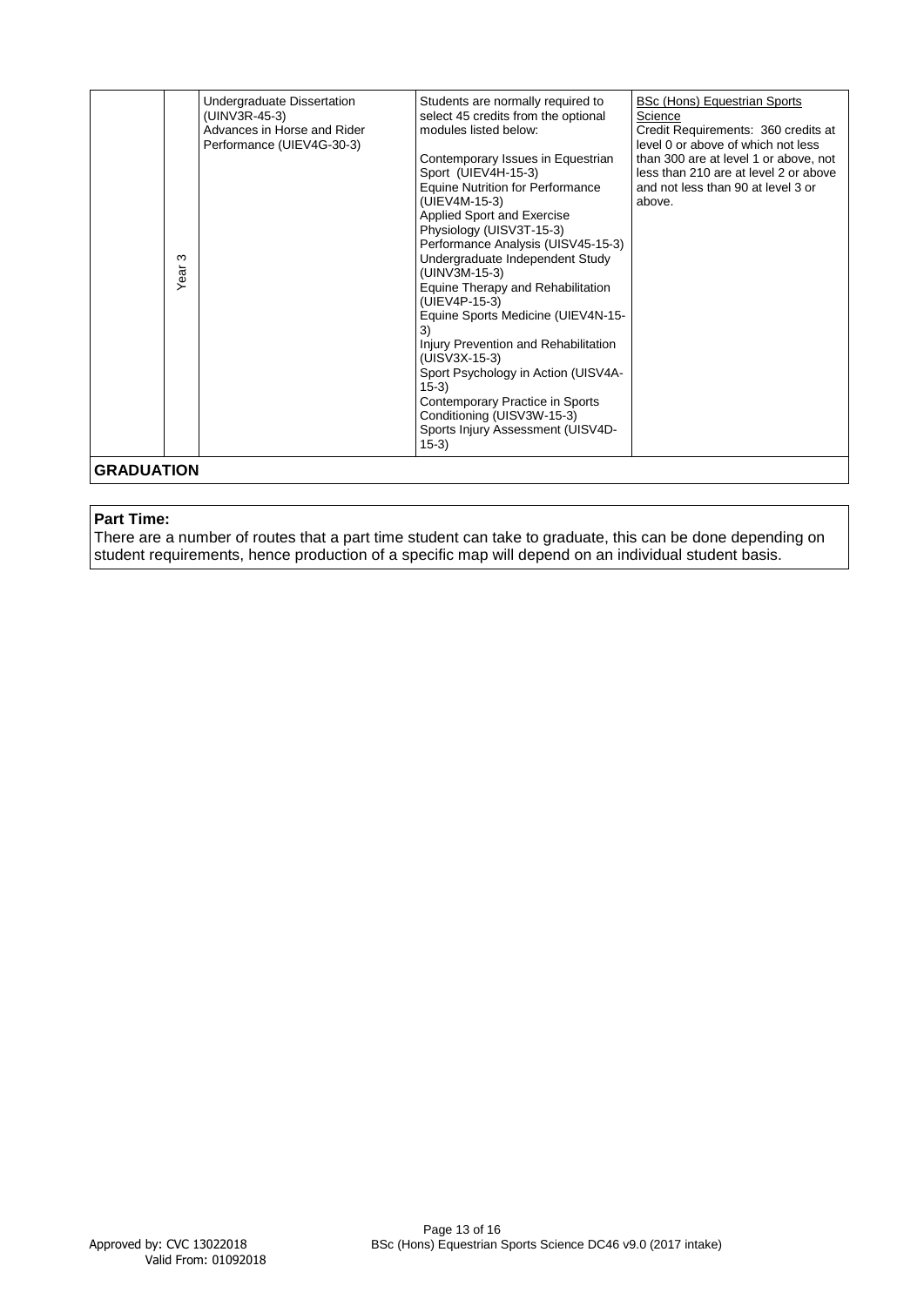| | | | | |
|---|---|---|---|---|
| | Year 3 | Undergraduate Dissertation (UINV3R-45-3)<br>Advances in Horse and Rider Performance (UIEV4G-30-3) | Students are normally required to select 45 credits from the optional modules listed below:<br><br>Contemporary Issues in Equestrian Sport (UIEV4H-15-3)<br>Equine Nutrition for Performance (UIEV4M-15-3)<br>Applied Sport and Exercise Physiology (UISV3T-15-3)<br>Performance Analysis (UISV45-15-3)<br>Undergraduate Independent Study (UINV3M-15-3)<br>Equine Therapy and Rehabilitation (UIEV4P-15-3)<br>Equine Sports Medicine (UIEV4N-15-3)<br>Injury Prevention and Rehabilitation (UISV3X-15-3)<br>Sport Psychology in Action (UISV4A-15-3)<br>Contemporary Practice in Sports Conditioning (UISV3W-15-3)<br>Sports Injury Assessment (UISV4D-15-3) | BSc (Hons) Equestrian Sports Science<br>Credit Requirements: 360 credits at level 0 or above of which not less than 300 are at level 1 or above, not less than 210 are at level 2 or above and not less than 90 at level 3 or above. |
| **GRADUATION** | | | | |

**Part Time:**
There are a number of routes that a part time student can take to graduate, this can be done depending on student requirements, hence production of a specific map will depend on an individual student basis.

Approved by: CVC 13022018
Valid From: 01092018

BSc (Hons) Equestrian Sports Science DC46 v9.0 (2017 intake)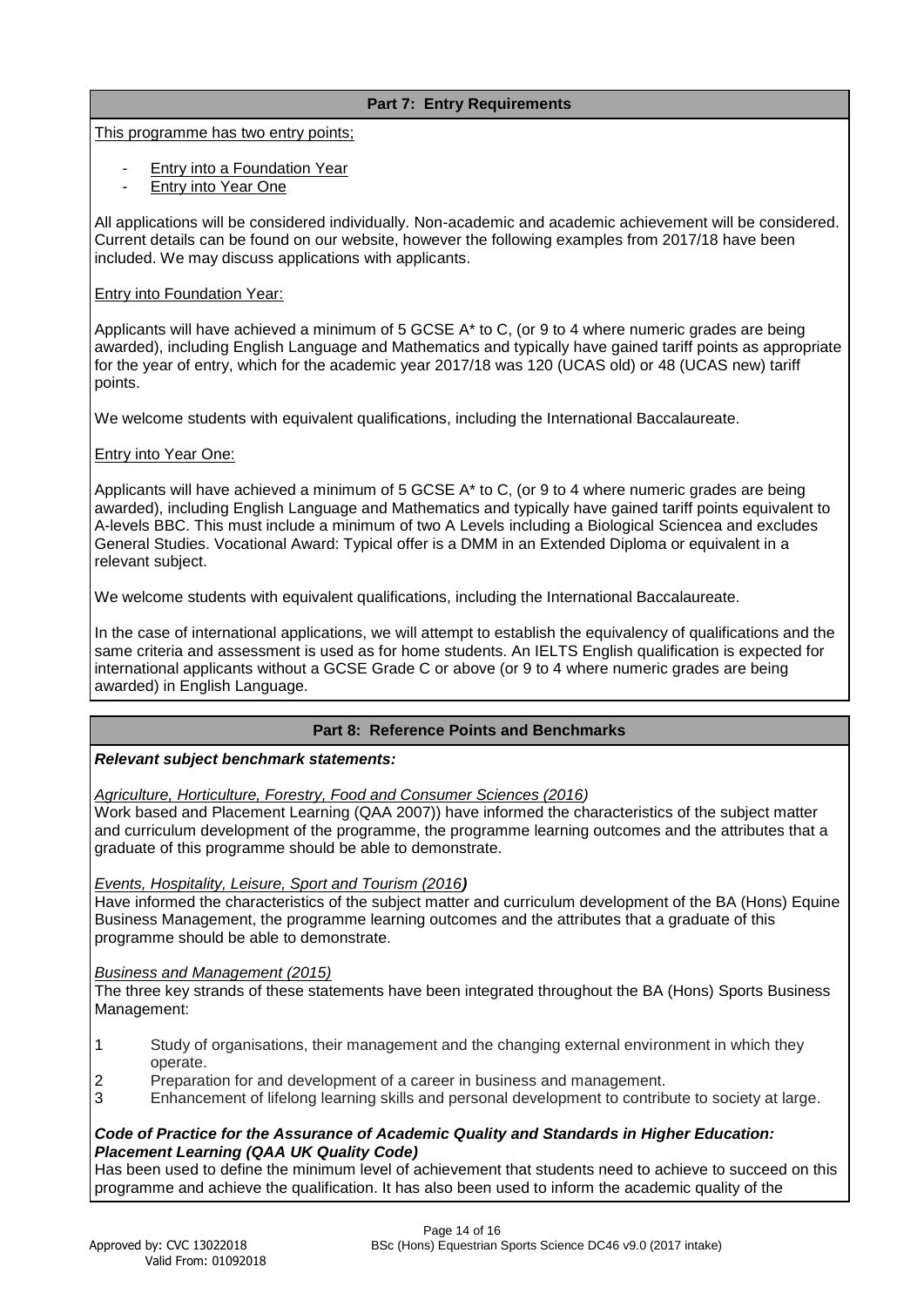## Part 7: Entry Requirements

<u>This programme has two entry points;</u>

- <u>Entry into a Foundation Year</u>
- <u>Entry into Year One</u>

All applications will be considered individually. Non-academic and academic achievement will be considered. Current details can be found on our website, however the following examples from 2017/18 have been included. We may discuss applications with applicants.

<u>Entry into Foundation Year:</u>

Applicants will have achieved a minimum of 5 GCSE A* to C, (or 9 to 4 where numeric grades are being awarded), including English Language and Mathematics and typically have gained tariff points as appropriate for the year of entry, which for the academic year 2017/18 was 120 (UCAS old) or 48 (UCAS new) tariff points.

We welcome students with equivalent qualifications, including the International Baccalaureate.

<u>Entry into Year One:</u>

Applicants will have achieved a minimum of 5 GCSE A* to C, (or 9 to 4 where numeric grades are being awarded), including English Language and Mathematics and typically have gained tariff points equivalent to A-levels BBC. This must include a minimum of two A Levels including a Biological Sciencea and excludes General Studies. Vocational Award: Typical offer is a DMM in an Extended Diploma or equivalent in a relevant subject.

We welcome students with equivalent qualifications, including the International Baccalaureate.

In the case of international applications, we will attempt to establish the equivalency of qualifications and the same criteria and assessment is used as for home students. An IELTS English qualification is expected for international applicants without a GCSE Grade C or above (or 9 to 4 where numeric grades are being awarded) in English Language.

## Part 8: Reference Points and Benchmarks

***Relevant subject benchmark statements:***

*<u>Agriculture, Horticulture, Forestry, Food and Consumer Sciences (2016</u>)*
Work based and Placement Learning (QAA 2007)) have informed the characteristics of the subject matter and curriculum development of the programme, the programme learning outcomes and the attributes that a graduate of this programme should be able to demonstrate.

*<u>Events, Hospitality, Leisure, Sport and Tourism (2016</u>)*
Have informed the characteristics of the subject matter and curriculum development of the BA (Hons) Equine Business Management, the programme learning outcomes and the attributes that a graduate of this programme should be able to demonstrate.

*<u>Business and Management (2015)</u>*
The three key strands of these statements have been integrated throughout the BA (Hons) Sports Business Management:

1. Study of organisations, their management and the changing external environment in which they operate.
2. Preparation for and development of a career in business and management.
3. Enhancement of lifelong learning skills and personal development to contribute to society at large.

***Code of Practice for the Assurance of Academic Quality and Standards in Higher Education: Placement Learning (QAA UK Quality Code)***
Has been used to define the minimum level of achievement that students need to achieve to succeed on this programme and achieve the qualification. It has also been used to inform the academic quality of the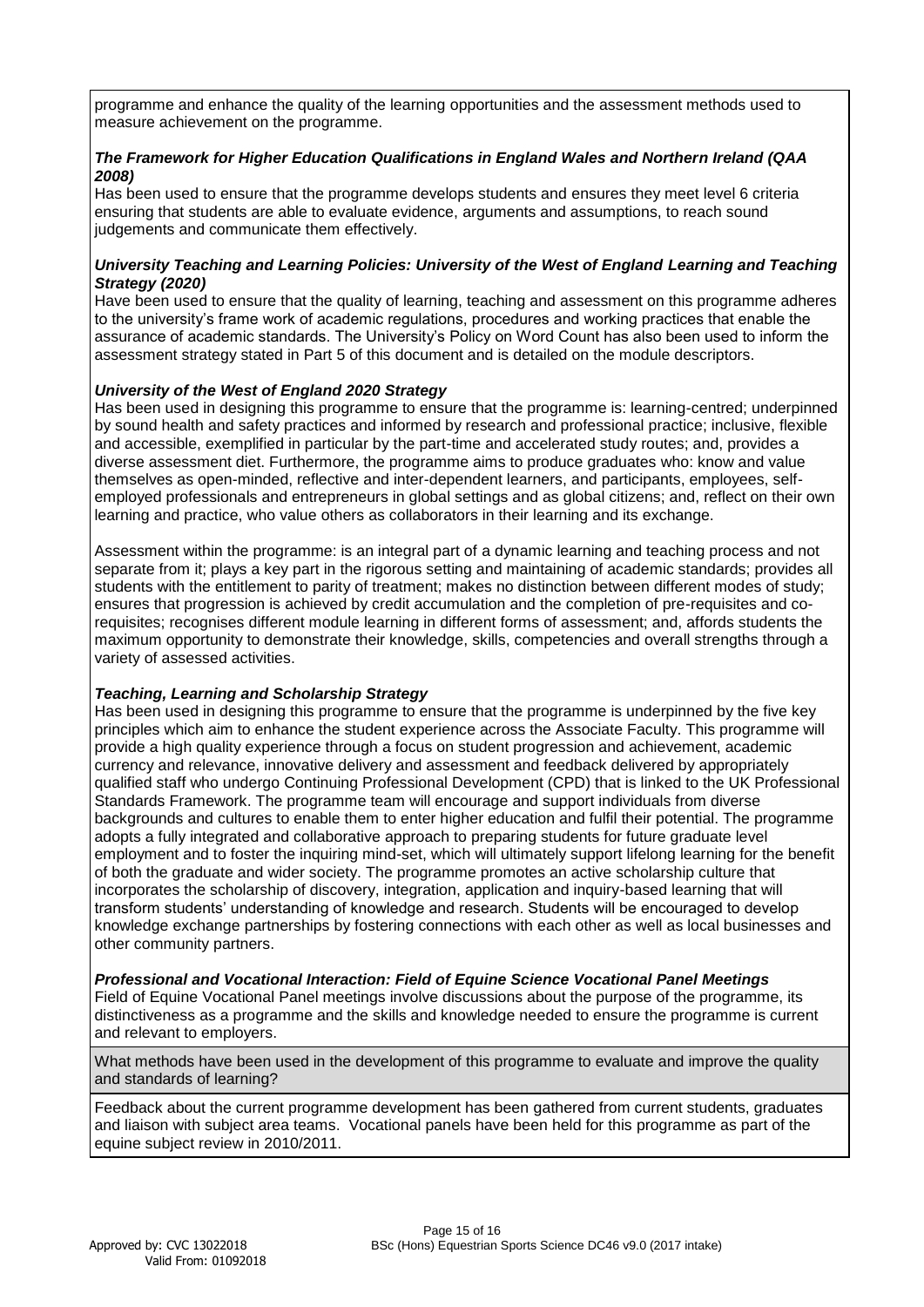programme and enhance the quality of the learning opportunities and the assessment methods used to measure achievement on the programme.

***The Framework for Higher Education Qualifications in England Wales and Northern Ireland (QAA 2008)***

Has been used to ensure that the programme develops students and ensures they meet level 6 criteria ensuring that students are able to evaluate evidence, arguments and assumptions, to reach sound judgements and communicate them effectively.

***University Teaching and Learning Policies: University of the West of England Learning and Teaching Strategy (2020)***

Have been used to ensure that the quality of learning, teaching and assessment on this programme adheres to the university's frame work of academic regulations, procedures and working practices that enable the assurance of academic standards. The University's Policy on Word Count has also been used to inform the assessment strategy stated in Part 5 of this document and is detailed on the module descriptors.

***University of the West of England 2020 Strategy***

Has been used in designing this programme to ensure that the programme is: learning-centred; underpinned by sound health and safety practices and informed by research and professional practice; inclusive, flexible and accessible, exemplified in particular by the part-time and accelerated study routes; and, provides a diverse assessment diet. Furthermore, the programme aims to produce graduates who: know and value themselves as open-minded, reflective and inter-dependent learners, and participants, employees, self-employed professionals and entrepreneurs in global settings and as global citizens; and, reflect on their own learning and practice, who value others as collaborators in their learning and its exchange.

Assessment within the programme: is an integral part of a dynamic learning and teaching process and not separate from it; plays a key part in the rigorous setting and maintaining of academic standards; provides all students with the entitlement to parity of treatment; makes no distinction between different modes of study; ensures that progression is achieved by credit accumulation and the completion of pre-requisites and co-requisites; recognises different module learning in different forms of assessment; and, affords students the maximum opportunity to demonstrate their knowledge, skills, competencies and overall strengths through a variety of assessed activities.

***Teaching, Learning and Scholarship Strategy***

Has been used in designing this programme to ensure that the programme is underpinned by the five key principles which aim to enhance the student experience across the Associate Faculty. This programme will provide a high quality experience through a focus on student progression and achievement, academic currency and relevance, innovative delivery and assessment and feedback delivered by appropriately qualified staff who undergo Continuing Professional Development (CPD) that is linked to the UK Professional Standards Framework. The programme team will encourage and support individuals from diverse backgrounds and cultures to enable them to enter higher education and fulfil their potential. The programme adopts a fully integrated and collaborative approach to preparing students for future graduate level employment and to foster the inquiring mind-set, which will ultimately support lifelong learning for the benefit of both the graduate and wider society. The programme promotes an active scholarship culture that incorporates the scholarship of discovery, integration, application and inquiry-based learning that will transform students' understanding of knowledge and research. Students will be encouraged to develop knowledge exchange partnerships by fostering connections with each other as well as local businesses and other community partners.

***Professional and Vocational Interaction: Field of Equine Science Vocational Panel Meetings***

Field of Equine Vocational Panel meetings involve discussions about the purpose of the programme, its distinctiveness as a programme and the skills and knowledge needed to ensure the programme is current and relevant to employers.

What methods have been used in the development of this programme to evaluate and improve the quality and standards of learning?

Feedback about the current programme development has been gathered from current students, graduates and liaison with subject area teams. Vocational panels have been held for this programme as part of the equine subject review in 2010/2011.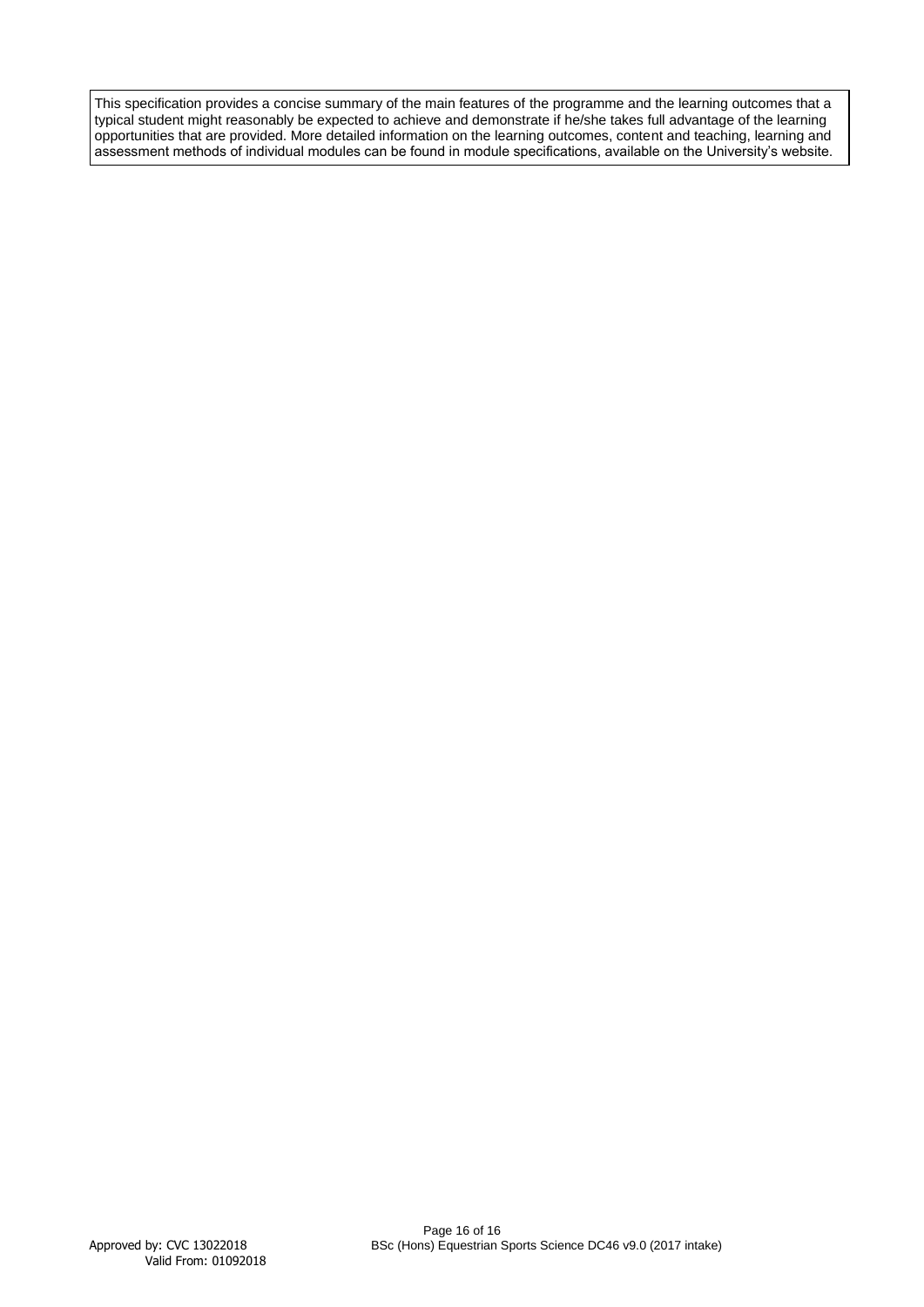This specification provides a concise summary of the main features of the programme and the learning outcomes that a typical student might reasonably be expected to achieve and demonstrate if he/she takes full advantage of the learning opportunities that are provided. More detailed information on the learning outcomes, content and teaching, learning and assessment methods of individual modules can be found in module specifications, available on the University's website.